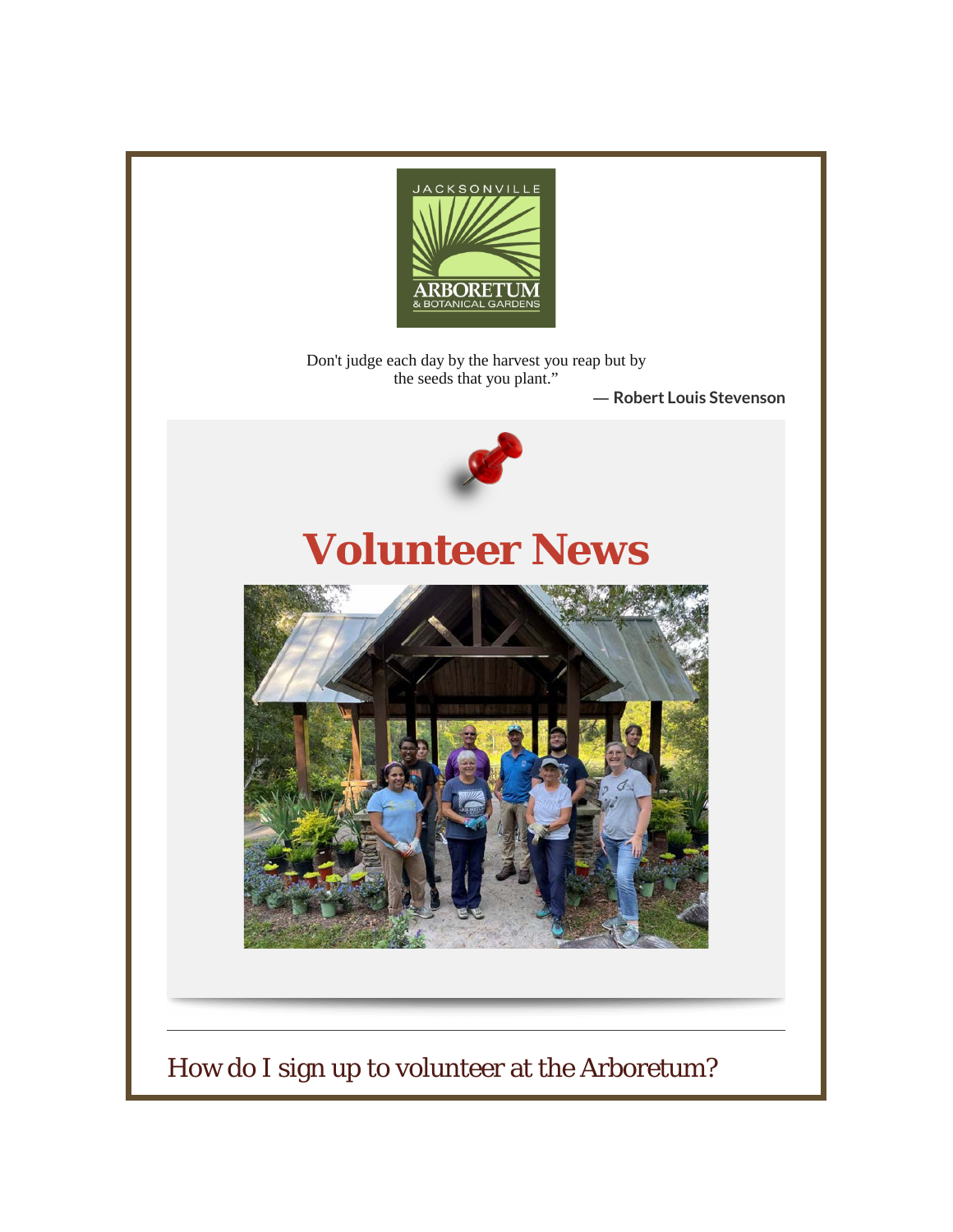JACKSONVILLE

ARBORETUM

& BOTANICAL GARDENS

Don't judge each day by the harvest you reap but by the seeds that you plant."

**— Robert Louis Stevenson**

# Volunteer News

---

## How do I sign up to volunteer at the Arboretum?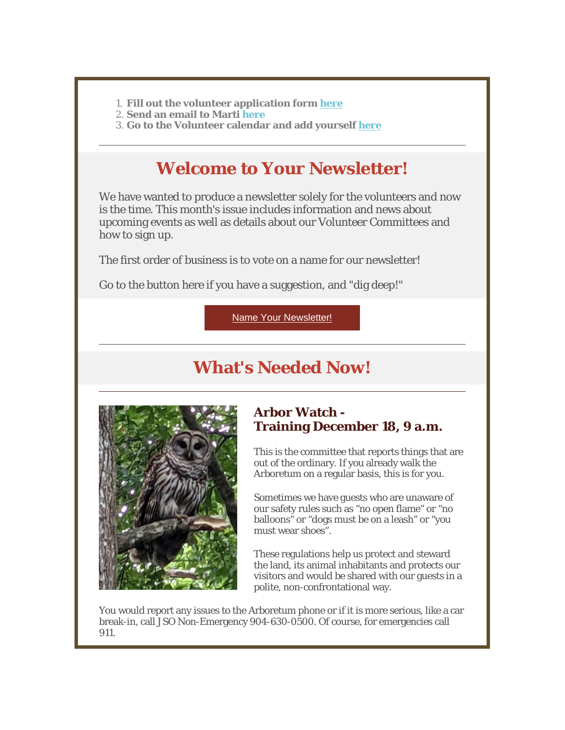1. **Fill out the volunteer application form here**
2. **Send an email to Marti here**
3. **Go to the Volunteer calendar and add yourself here**

---

## Welcome to Your Newsletter!

We have wanted to produce a newsletter solely for the volunteers and now is the time. This month's issue includes information and news about upcoming events as well as details about our Volunteer Committees and how to sign up.

The first order of business is to vote on a name for our newsletter!

Go to the button here if you have a suggestion, and "dig deep!"

Name Your Newsletter!

---

## What's Needed Now!

---

### Arbor Watch - Training December 18, 9 a.m.

This is the committee that reports things that are out of the ordinary. If you already walk the Arboretum on a regular basis, this is for you.

Sometimes we have guests who are unaware of our safety rules such as "no open flame" or "no balloons" or "dogs must be on a leash" or "you must wear shoes".

These regulations help us protect and steward the land, its animal inhabitants and protects our visitors and would be shared with our guests in a polite, non-confrontational way.

You would report any issues to the Arboretum phone or if it is more serious, like a car break-in, call JSO Non-Emergency 904-630-0500. Of course, for emergencies call 911.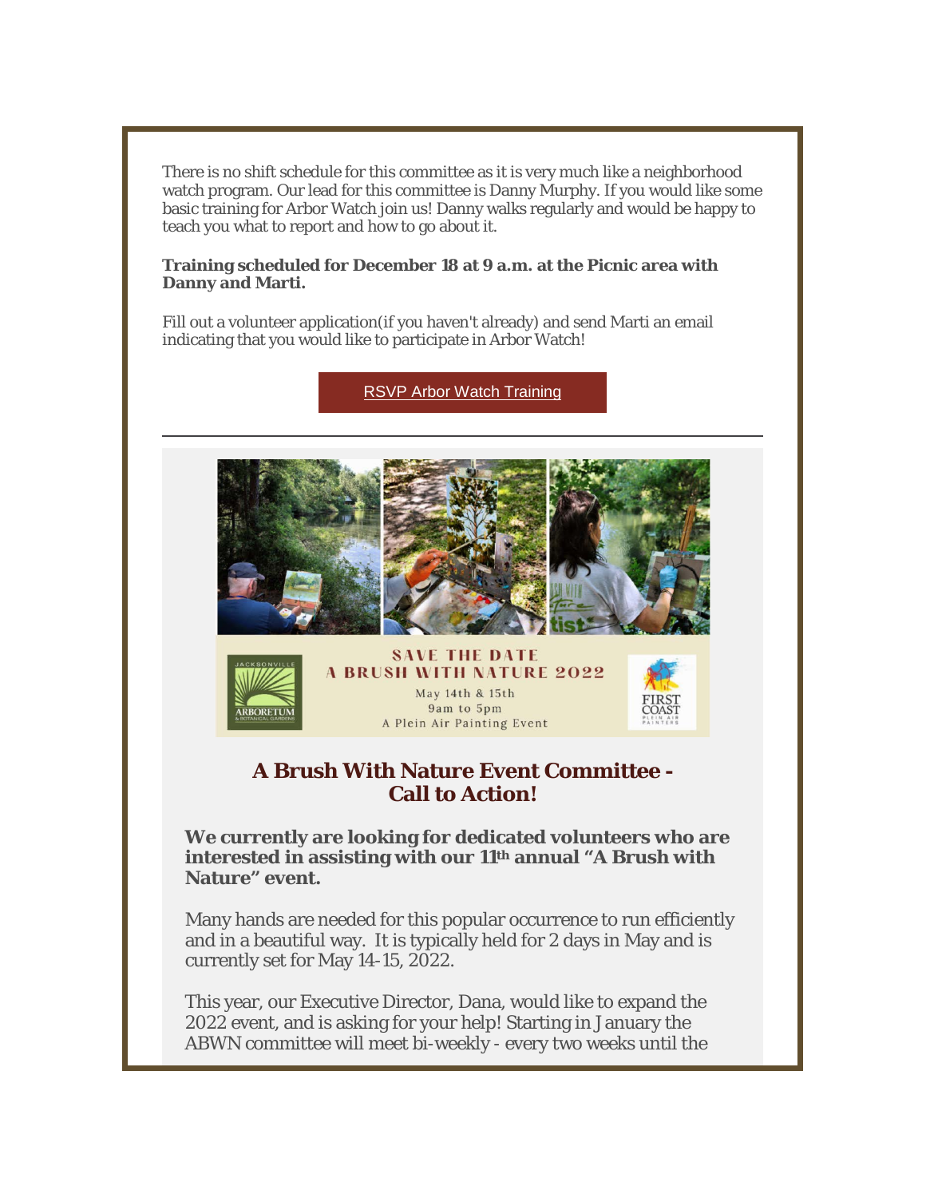There is no shift schedule for this committee as it is very much like a neighborhood watch program. Our lead for this committee is Danny Murphy. If you would like some basic training for Arbor Watch join us! Danny walks regularly and would be happy to teach you what to report and how to go about it.

**Training scheduled for December 18 at 9 a.m. at the Picnic area with Danny and Marti.**

Fill out a volunteer application(if you haven't already) and send Marti an email indicating that you would like to participate in Arbor Watch!

RSVP Arbor Watch Training

---

SAVE THE DATE
A BRUSH WITH NATURE 2022
May 14th & 15th
9am to 5pm
A Plein Air Painting Event

## A Brush With Nature Event Committee - Call to Action!

**We currently are looking for dedicated volunteers who are interested in assisting with our 11th annual "A Brush with Nature" event.**

Many hands are needed for this popular occurrence to run efficiently and in a beautiful way. It is typically held for 2 days in May and is currently set for May 14-15, 2022.

This year, our Executive Director, Dana, would like to expand the 2022 event, and is asking for your help! Starting in January the ABWN committee will meet bi-weekly - every two weeks until the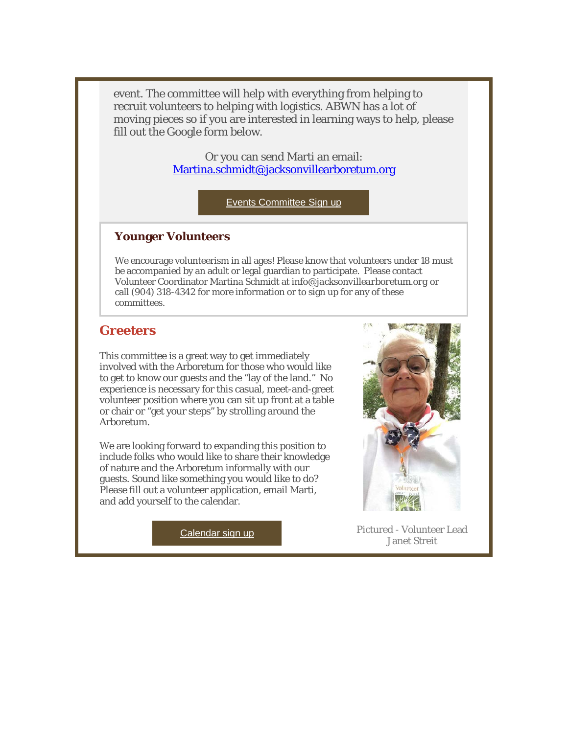event. The committee will help with everything from helping to recruit volunteers to helping with logistics. ABWN has a lot of moving pieces so if you are interested in learning ways to help, please fill out the Google form below.

Or you can send Marti an email: [Martina.schmidt@jacksonvillearboretum.org](mailto:Martina.schmidt@jacksonvillearboretum.org)

[Events Committee Sign up]

### Younger Volunteers

We encourage volunteerism in all ages! Please know that volunteers under 18 must be accompanied by an adult or legal guardian to participate. Please contact Volunteer Coordinator Martina Schmidt at info@jacksonvillearboretum.org or call (904) 318-4342 for more information or to sign up for any of these committees.

## Greeters

This committee is a great way to get immediately involved with the Arboretum for those who would like to get to know our guests and the "lay of the land." No experience is necessary for this casual, meet-and-greet volunteer position where you can sit up front at a table or chair or "get your steps" by strolling around the Arboretum.

We are looking forward to expanding this position to include folks who would like to share their knowledge of nature and the Arboretum informally with our guests. Sound like something you would like to do? Please fill out a volunteer application, email Marti, and add yourself to the calendar.

[Calendar sign up]

Pictured - Volunteer Lead Janet Streit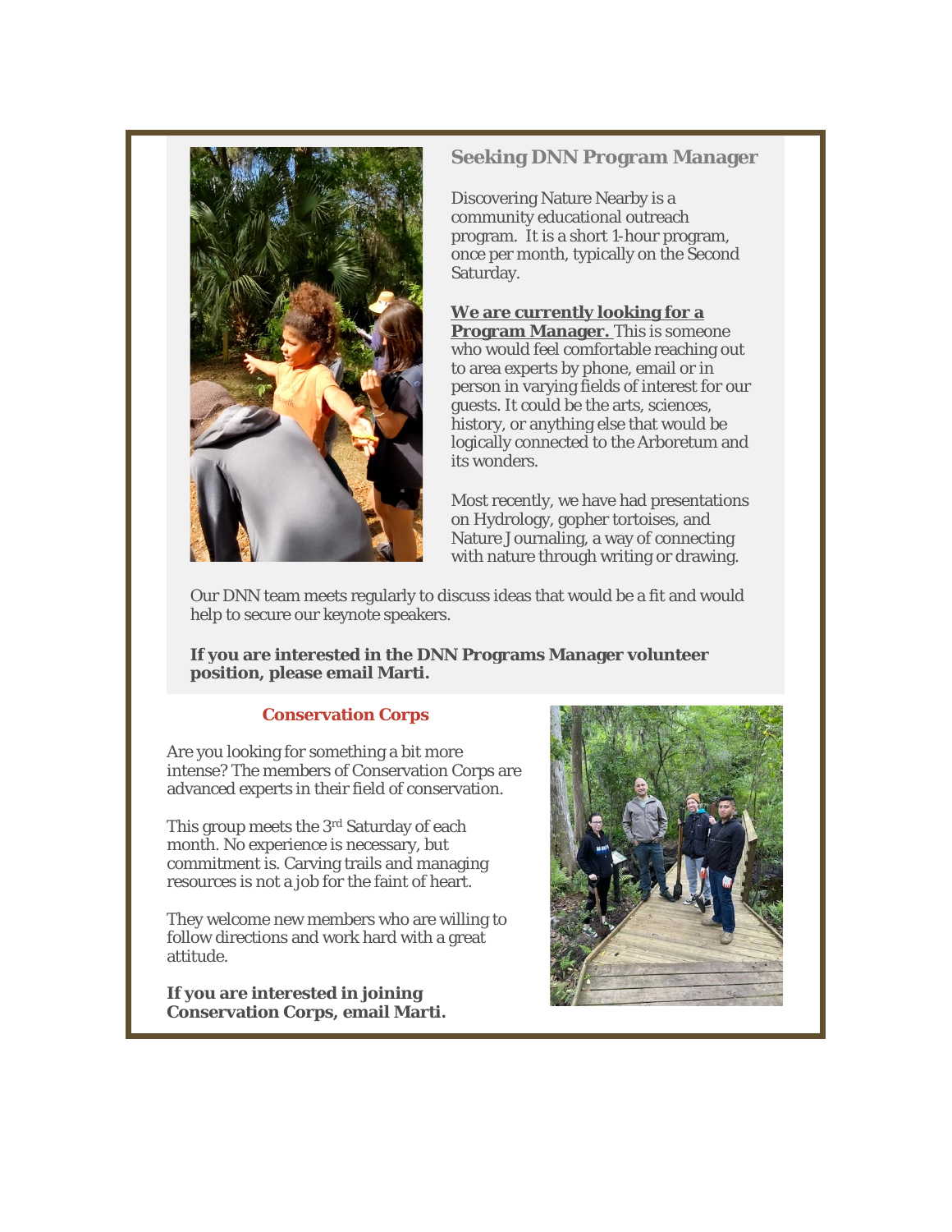## Seeking DNN Program Manager

Discovering Nature Nearby is a community educational outreach program.  It is a short 1-hour program, once per month, typically on the Second Saturday.

**We are currently looking for a Program Manager.** This is someone who would feel comfortable reaching out to area experts by phone, email or in person in varying fields of interest for our guests. It could be the arts, sciences, history, or anything else that would be logically connected to the Arboretum and its wonders.

Most recently, we have had presentations on Hydrology, gopher tortoises, and Nature Journaling, a way of connecting with nature through writing or drawing.

Our DNN team meets regularly to discuss ideas that would be a fit and would help to secure our keynote speakers.

**If you are interested in the DNN Programs Manager volunteer position, please email Marti.**

## Conservation Corps

Are you looking for something a bit more intense? The members of Conservation Corps are advanced experts in their field of conservation.

This group meets the 3rd Saturday of each month. No experience is necessary, but commitment is. Carving trails and managing resources is not a job for the faint of heart.

They welcome new members who are willing to follow directions and work hard with a great attitude.

**If you are interested in joining Conservation Corps, email Marti.**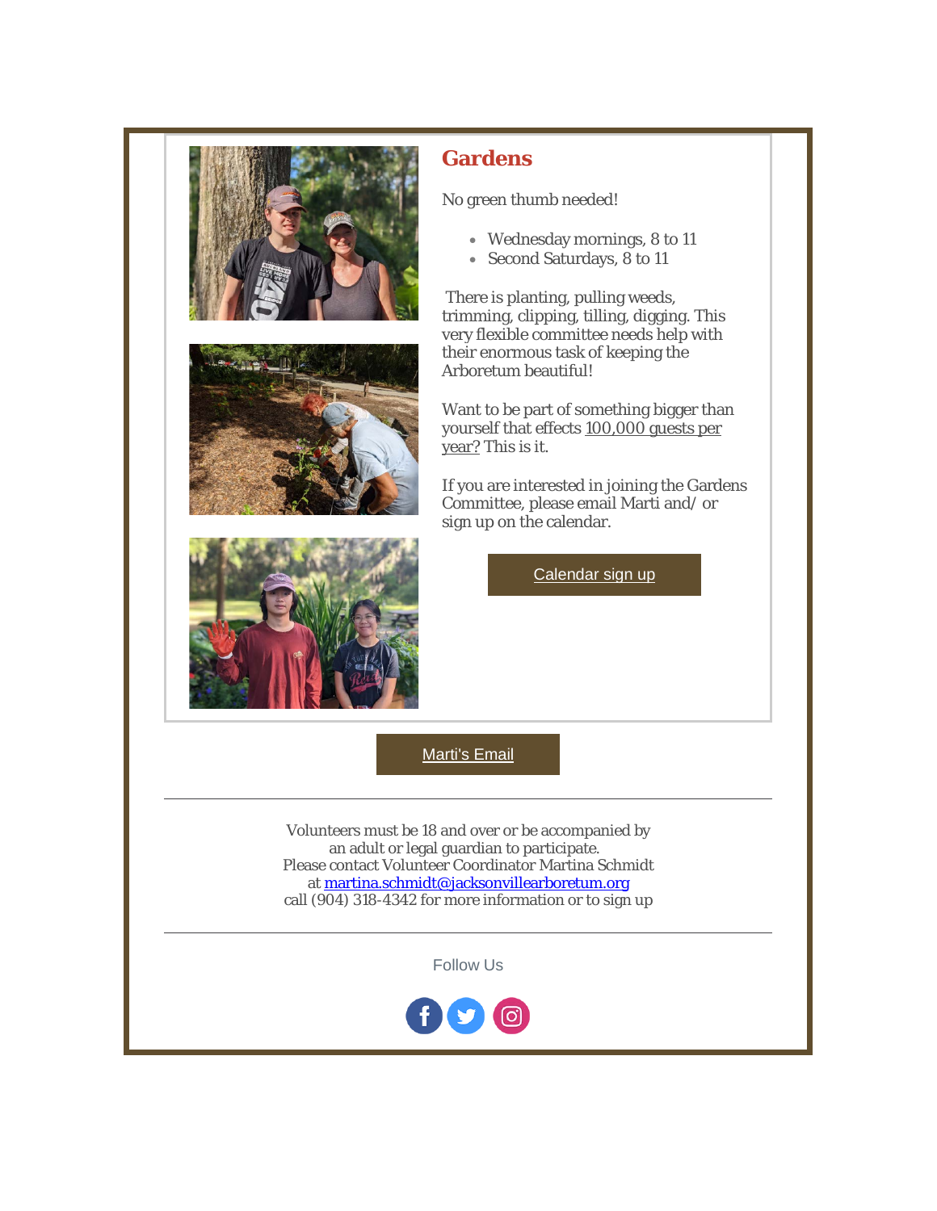## Gardens

No green thumb needed!

- Wednesday mornings, 8 to 11
- Second Saturdays, 8 to 11

There is planting, pulling weeds, trimming, clipping, tilling, digging. This very flexible committee needs help with their enormous task of keeping the Arboretum beautiful!

Want to be part of something bigger than yourself that effects 100,000 guests per year? This is it.

If you are interested in joining the Gardens Committee, please email Marti and/ or sign up on the calendar.

Calendar sign up

Marti's Email

---

Volunteers must be 18 and over or be accompanied by an adult or legal guardian to participate.
Please contact Volunteer Coordinator Martina Schmidt at martina.schmidt@jacksonvillearboretum.org
call (904) 318-4342 for more information or to sign up

---

Follow Us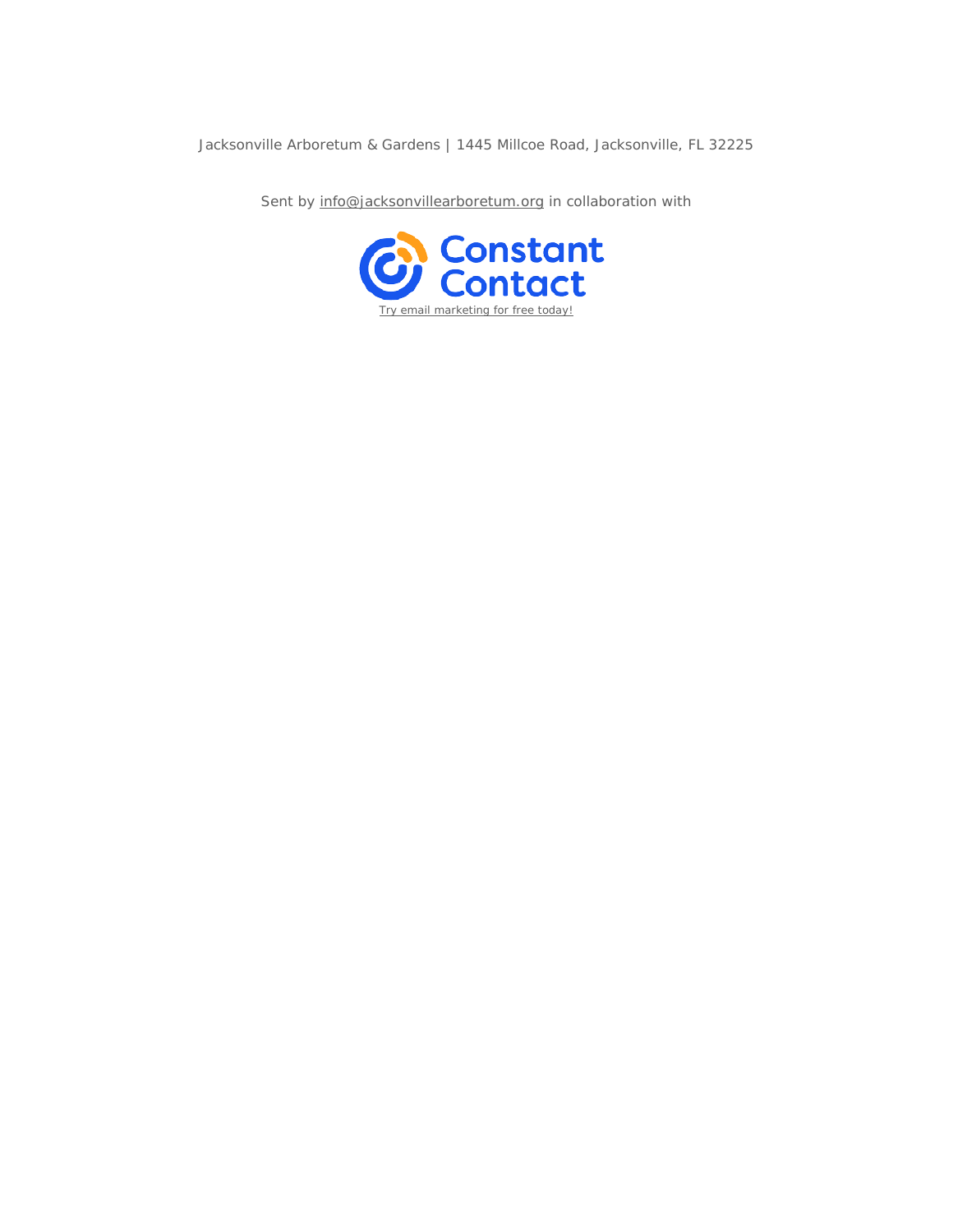Jacksonville Arboretum & Gardens | 1445 Millcoe Road, Jacksonville, FL 32225

Sent by info@jacksonvillearboretum.org in collaboration with

Constant Contact

Try email marketing for free today!